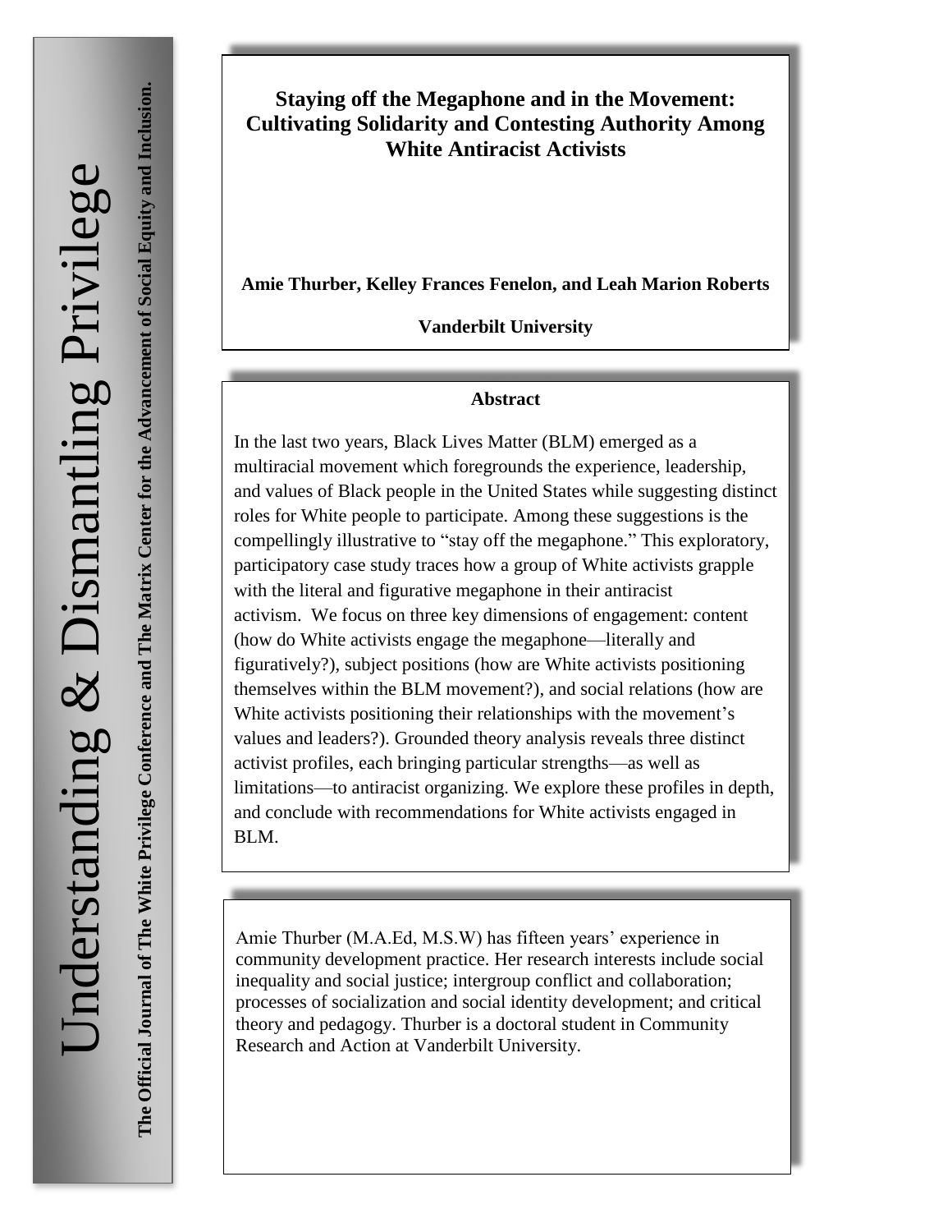# Staying off the Megaphone and in the Movement: Cultivating Solidarity and Contesting Authority Among White Antiracist Activists

**Amie Thurber, Kelley Frances Fenelon, and Leah Marion Roberts**

**Vanderbilt University**

### Abstract

In the last two years, Black Lives Matter (BLM) emerged as a multiracial movement which foregrounds the experience, leadership, and values of Black people in the United States while suggesting distinct roles for White people to participate. Among these suggestions is the compellingly illustrative to "stay off the megaphone." This exploratory, participatory case study traces how a group of White activists grapple with the literal and figurative megaphone in their antiracist activism. We focus on three key dimensions of engagement: content (how do White activists engage the megaphone—literally and figuratively?), subject positions (how are White activists positioning themselves within the BLM movement?), and social relations (how are White activists positioning their relationships with the movement's values and leaders?). Grounded theory analysis reveals three distinct activist profiles, each bringing particular strengths—as well as limitations—to antiracist organizing. We explore these profiles in depth, and conclude with recommendations for White activists engaged in BLM.

Amie Thurber (M.A.Ed, M.S.W) has fifteen years' experience in community development practice. Her research interests include social inequality and social justice; intergroup conflict and collaboration; processes of socialization and social identity development; and critical theory and pedagogy. Thurber is a doctoral student in Community Research and Action at Vanderbilt University.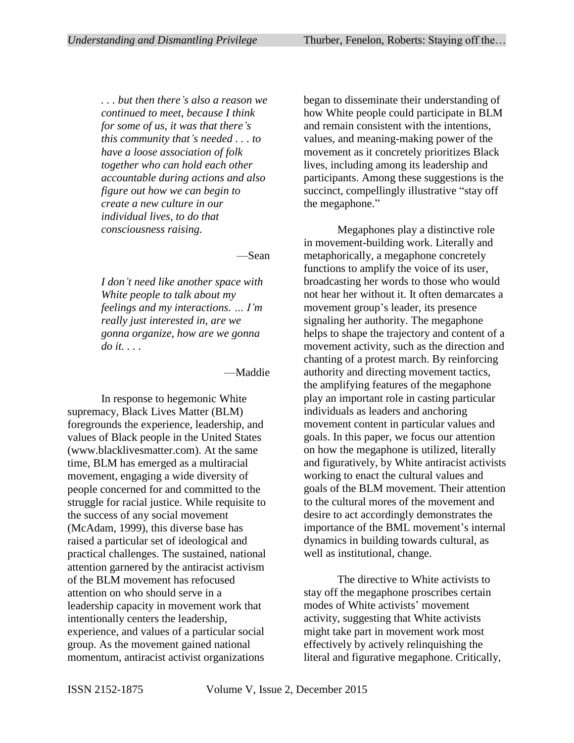*. . . but then there's also a reason we continued to meet, because I think for some of us, it was that there's this community that's needed . . . to have a loose association of folk together who can hold each other accountable during actions and also figure out how we can begin to create a new culture in our individual lives, to do that consciousness raising.*

—Sean

*I don't need like another space with White people to talk about my feelings and my interactions. … I'm really just interested in, are we gonna organize, how are we gonna do it. . . .*

—Maddie

In response to hegemonic White supremacy, Black Lives Matter (BLM) foregrounds the experience, leadership, and values of Black people in the United States (www.blacklivesmatter.com). At the same time, BLM has emerged as a multiracial movement, engaging a wide diversity of people concerned for and committed to the struggle for racial justice. While requisite to the success of any social movement (McAdam, 1999), this diverse base has raised a particular set of ideological and practical challenges. The sustained, national attention garnered by the antiracist activism of the BLM movement has refocused attention on who should serve in a leadership capacity in movement work that intentionally centers the leadership, experience, and values of a particular social group. As the movement gained national momentum, antiracist activist organizations began to disseminate their understanding of how White people could participate in BLM and remain consistent with the intentions, values, and meaning-making power of the movement as it concretely prioritizes Black lives, including among its leadership and participants. Among these suggestions is the succinct, compellingly illustrative "stay off the megaphone."

Megaphones play a distinctive role in movement-building work. Literally and metaphorically, a megaphone concretely functions to amplify the voice of its user, broadcasting her words to those who would not hear her without it. It often demarcates a movement group's leader, its presence signaling her authority. The megaphone helps to shape the trajectory and content of a movement activity, such as the direction and chanting of a protest march. By reinforcing authority and directing movement tactics, the amplifying features of the megaphone play an important role in casting particular individuals as leaders and anchoring movement content in particular values and goals. In this paper, we focus our attention on how the megaphone is utilized, literally and figuratively, by White antiracist activists working to enact the cultural values and goals of the BLM movement. Their attention to the cultural mores of the movement and desire to act accordingly demonstrates the importance of the BML movement's internal dynamics in building towards cultural, as well as institutional, change.

The directive to White activists to stay off the megaphone proscribes certain modes of White activists' movement activity, suggesting that White activists might take part in movement work most effectively by actively relinquishing the literal and figurative megaphone. Critically,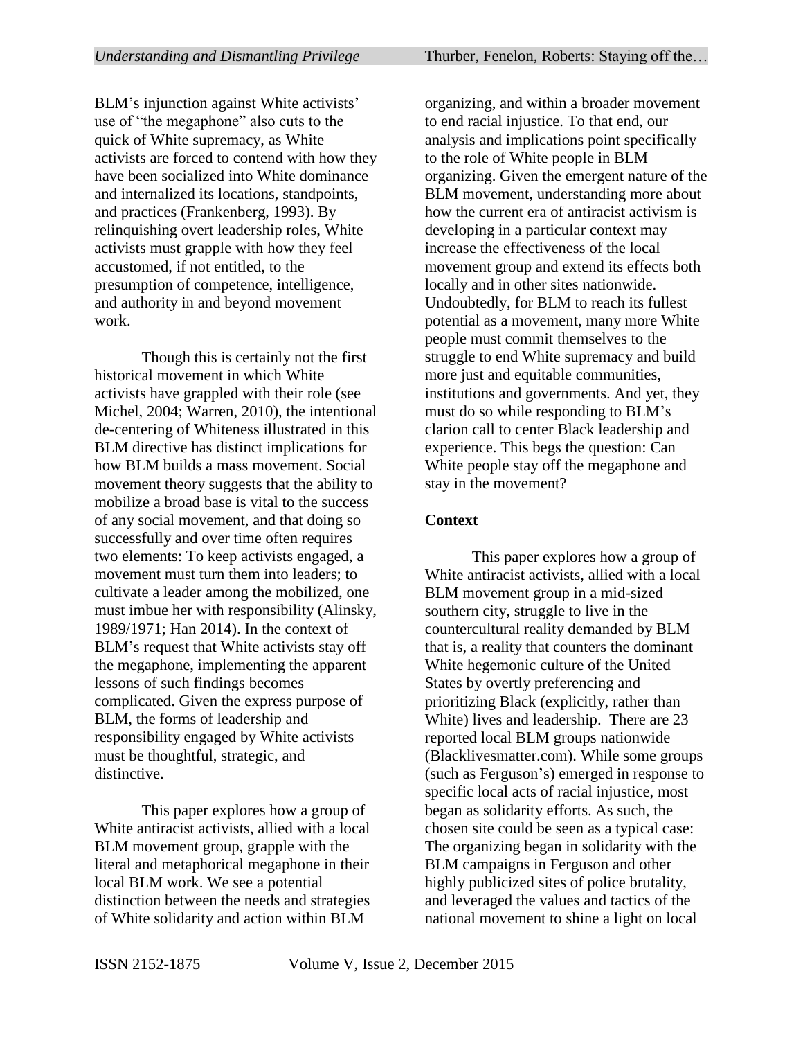BLM's injunction against White activists' use of "the megaphone" also cuts to the quick of White supremacy, as White activists are forced to contend with how they have been socialized into White dominance and internalized its locations, standpoints, and practices (Frankenberg, 1993). By relinquishing overt leadership roles, White activists must grapple with how they feel accustomed, if not entitled, to the presumption of competence, intelligence, and authority in and beyond movement work.

Though this is certainly not the first historical movement in which White activists have grappled with their role (see Michel, 2004; Warren, 2010), the intentional de-centering of Whiteness illustrated in this BLM directive has distinct implications for how BLM builds a mass movement. Social movement theory suggests that the ability to mobilize a broad base is vital to the success of any social movement, and that doing so successfully and over time often requires two elements: To keep activists engaged, a movement must turn them into leaders; to cultivate a leader among the mobilized, one must imbue her with responsibility (Alinsky, 1989/1971; Han 2014). In the context of BLM's request that White activists stay off the megaphone, implementing the apparent lessons of such findings becomes complicated. Given the express purpose of BLM, the forms of leadership and responsibility engaged by White activists must be thoughtful, strategic, and distinctive.

This paper explores how a group of White antiracist activists, allied with a local BLM movement group, grapple with the literal and metaphorical megaphone in their local BLM work. We see a potential distinction between the needs and strategies of White solidarity and action within BLM organizing, and within a broader movement to end racial injustice. To that end, our analysis and implications point specifically to the role of White people in BLM organizing. Given the emergent nature of the BLM movement, understanding more about how the current era of antiracist activism is developing in a particular context may increase the effectiveness of the local movement group and extend its effects both locally and in other sites nationwide. Undoubtedly, for BLM to reach its fullest potential as a movement, many more White people must commit themselves to the struggle to end White supremacy and build more just and equitable communities, institutions and governments. And yet, they must do so while responding to BLM's clarion call to center Black leadership and experience. This begs the question: Can White people stay off the megaphone and stay in the movement?

## Context

This paper explores how a group of White antiracist activists, allied with a local BLM movement group in a mid-sized southern city, struggle to live in the countercultural reality demanded by BLM—that is, a reality that counters the dominant White hegemonic culture of the United States by overtly preferencing and prioritizing Black (explicitly, rather than White) lives and leadership. There are 23 reported local BLM groups nationwide (Blacklivesmatter.com). While some groups (such as Ferguson's) emerged in response to specific local acts of racial injustice, most began as solidarity efforts. As such, the chosen site could be seen as a typical case: The organizing began in solidarity with the BLM campaigns in Ferguson and other highly publicized sites of police brutality, and leveraged the values and tactics of the national movement to shine a light on local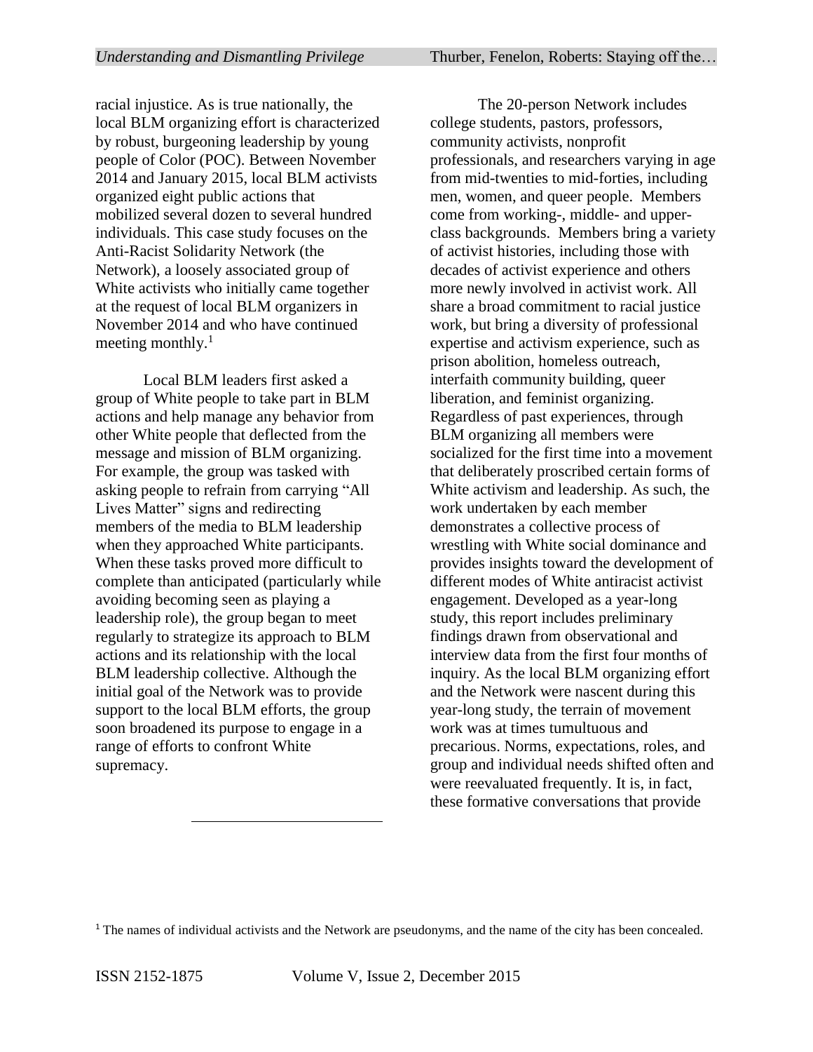racial injustice. As is true nationally, the local BLM organizing effort is characterized by robust, burgeoning leadership by young people of Color (POC). Between November 2014 and January 2015, local BLM activists organized eight public actions that mobilized several dozen to several hundred individuals. This case study focuses on the Anti-Racist Solidarity Network (the Network), a loosely associated group of White activists who initially came together at the request of local BLM organizers in November 2014 and who have continued meeting monthly.[1]

Local BLM leaders first asked a group of White people to take part in BLM actions and help manage any behavior from other White people that deflected from the message and mission of BLM organizing. For example, the group was tasked with asking people to refrain from carrying "All Lives Matter" signs and redirecting members of the media to BLM leadership when they approached White participants. When these tasks proved more difficult to complete than anticipated (particularly while avoiding becoming seen as playing a leadership role), the group began to meet regularly to strategize its approach to BLM actions and its relationship with the local BLM leadership collective. Although the initial goal of the Network was to provide support to the local BLM efforts, the group soon broadened its purpose to engage in a range of efforts to confront White supremacy.

The 20-person Network includes college students, pastors, professors, community activists, nonprofit professionals, and researchers varying in age from mid-twenties to mid-forties, including men, women, and queer people. Members come from working-, middle- and upper-class backgrounds. Members bring a variety of activist histories, including those with decades of activist experience and others more newly involved in activist work. All share a broad commitment to racial justice work, but bring a diversity of professional expertise and activism experience, such as prison abolition, homeless outreach, interfaith community building, queer liberation, and feminist organizing. Regardless of past experiences, through BLM organizing all members were socialized for the first time into a movement that deliberately proscribed certain forms of White activism and leadership. As such, the work undertaken by each member demonstrates a collective process of wrestling with White social dominance and provides insights toward the development of different modes of White antiracist activist engagement. Developed as a year-long study, this report includes preliminary findings drawn from observational and interview data from the first four months of inquiry. As the local BLM organizing effort and the Network were nascent during this year-long study, the terrain of movement work was at times tumultuous and precarious. Norms, expectations, roles, and group and individual needs shifted often and were reevaluated frequently. It is, in fact, these formative conversations that provide

[1] The names of individual activists and the Network are pseudonyms, and the name of the city has been concealed.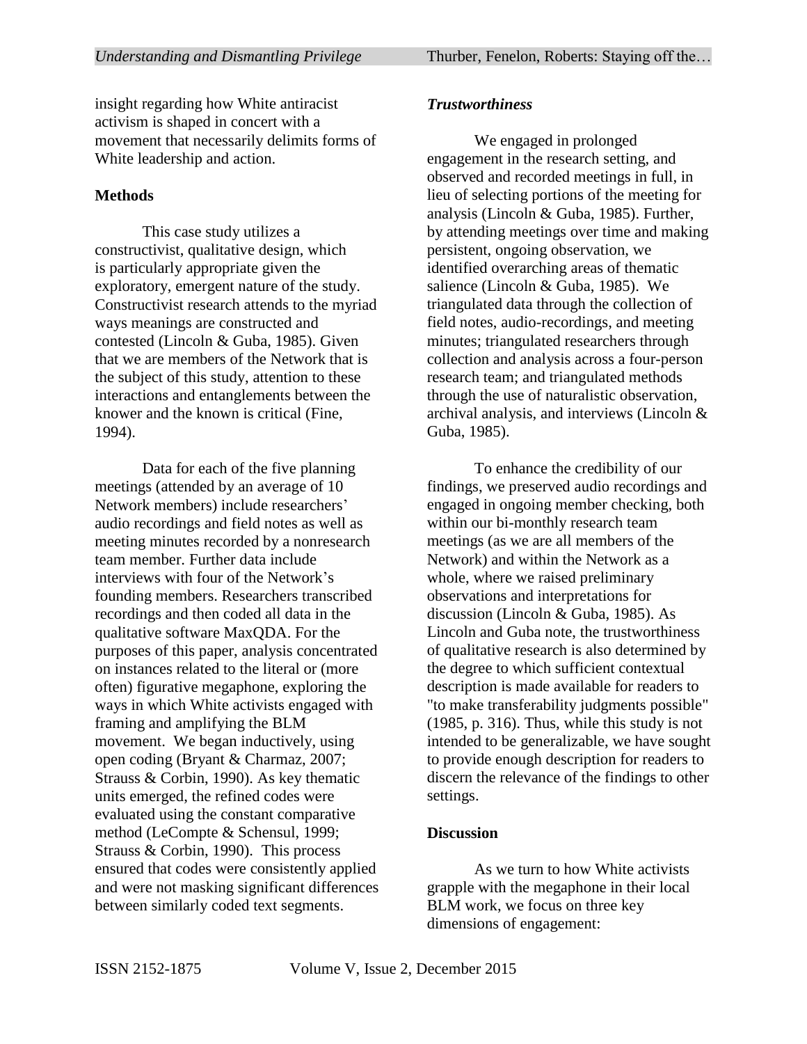insight regarding how White antiracist activism is shaped in concert with a movement that necessarily delimits forms of White leadership and action.

## Methods

This case study utilizes a constructivist, qualitative design, which is particularly appropriate given the exploratory, emergent nature of the study. Constructivist research attends to the myriad ways meanings are constructed and contested (Lincoln & Guba, 1985). Given that we are members of the Network that is the subject of this study, attention to these interactions and entanglements between the knower and the known is critical (Fine, 1994).

Data for each of the five planning meetings (attended by an average of 10 Network members) include researchers' audio recordings and field notes as well as meeting minutes recorded by a nonresearch team member. Further data include interviews with four of the Network's founding members. Researchers transcribed recordings and then coded all data in the qualitative software MaxQDA. For the purposes of this paper, analysis concentrated on instances related to the literal or (more often) figurative megaphone, exploring the ways in which White activists engaged with framing and amplifying the BLM movement. We began inductively, using open coding (Bryant & Charmaz, 2007; Strauss & Corbin, 1990). As key thematic units emerged, the refined codes were evaluated using the constant comparative method (LeCompte & Schensul, 1999; Strauss & Corbin, 1990). This process ensured that codes were consistently applied and were not masking significant differences between similarly coded text segments.

### *Trustworthiness*

We engaged in prolonged engagement in the research setting, and observed and recorded meetings in full, in lieu of selecting portions of the meeting for analysis (Lincoln & Guba, 1985). Further, by attending meetings over time and making persistent, ongoing observation, we identified overarching areas of thematic salience (Lincoln & Guba, 1985). We triangulated data through the collection of field notes, audio-recordings, and meeting minutes; triangulated researchers through collection and analysis across a four-person research team; and triangulated methods through the use of naturalistic observation, archival analysis, and interviews (Lincoln & Guba, 1985).

To enhance the credibility of our findings, we preserved audio recordings and engaged in ongoing member checking, both within our bi-monthly research team meetings (as we are all members of the Network) and within the Network as a whole, where we raised preliminary observations and interpretations for discussion (Lincoln & Guba, 1985). As Lincoln and Guba note, the trustworthiness of qualitative research is also determined by the degree to which sufficient contextual description is made available for readers to "to make transferability judgments possible" (1985, p. 316). Thus, while this study is not intended to be generalizable, we have sought to provide enough description for readers to discern the relevance of the findings to other settings.

## Discussion

As we turn to how White activists grapple with the megaphone in their local BLM work, we focus on three key dimensions of engagement: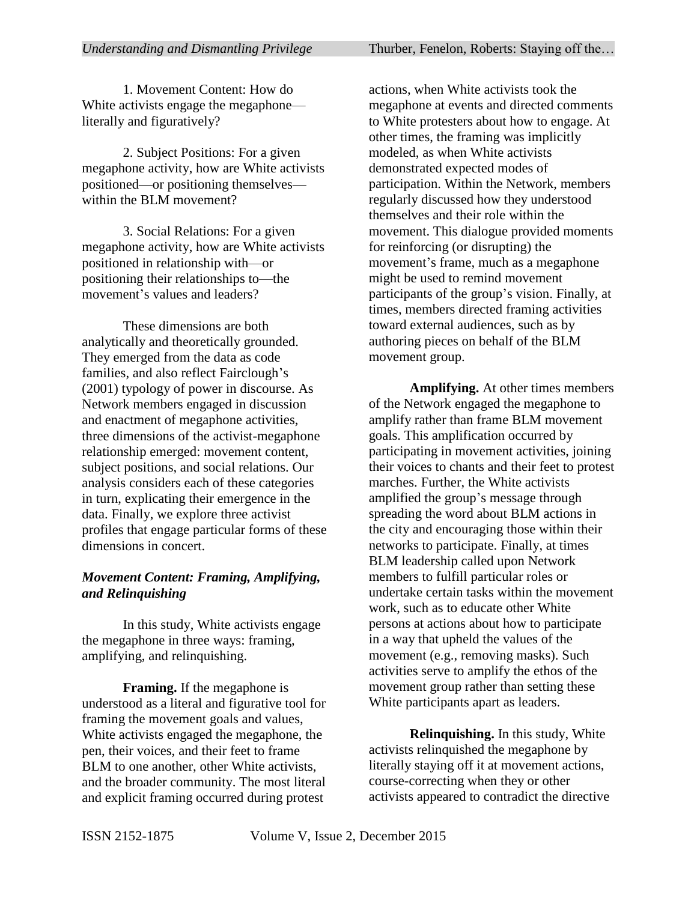1. Movement Content: How do White activists engage the megaphone—literally and figuratively?

2. Subject Positions: For a given megaphone activity, how are White activists positioned—or positioning themselves—within the BLM movement?

3. Social Relations: For a given megaphone activity, how are White activists positioned in relationship with—or positioning their relationships to—the movement's values and leaders?

These dimensions are both analytically and theoretically grounded. They emerged from the data as code families, and also reflect Fairclough's (2001) typology of power in discourse. As Network members engaged in discussion and enactment of megaphone activities, three dimensions of the activist-megaphone relationship emerged: movement content, subject positions, and social relations. Our analysis considers each of these categories in turn, explicating their emergence in the data. Finally, we explore three activist profiles that engage particular forms of these dimensions in concert.

### *Movement Content: Framing, Amplifying, and Relinquishing*

In this study, White activists engage the megaphone in three ways: framing, amplifying, and relinquishing.

**Framing.** If the megaphone is understood as a literal and figurative tool for framing the movement goals and values, White activists engaged the megaphone, the pen, their voices, and their feet to frame BLM to one another, other White activists, and the broader community. The most literal and explicit framing occurred during protest actions, when White activists took the megaphone at events and directed comments to White protesters about how to engage. At other times, the framing was implicitly modeled, as when White activists demonstrated expected modes of participation. Within the Network, members regularly discussed how they understood themselves and their role within the movement. This dialogue provided moments for reinforcing (or disrupting) the movement's frame, much as a megaphone might be used to remind movement participants of the group's vision. Finally, at times, members directed framing activities toward external audiences, such as by authoring pieces on behalf of the BLM movement group.

**Amplifying.** At other times members of the Network engaged the megaphone to amplify rather than frame BLM movement goals. This amplification occurred by participating in movement activities, joining their voices to chants and their feet to protest marches. Further, the White activists amplified the group's message through spreading the word about BLM actions in the city and encouraging those within their networks to participate. Finally, at times BLM leadership called upon Network members to fulfill particular roles or undertake certain tasks within the movement work, such as to educate other White persons at actions about how to participate in a way that upheld the values of the movement (e.g., removing masks). Such activities serve to amplify the ethos of the movement group rather than setting these White participants apart as leaders.

**Relinquishing.** In this study, White activists relinquished the megaphone by literally staying off it at movement actions, course-correcting when they or other activists appeared to contradict the directive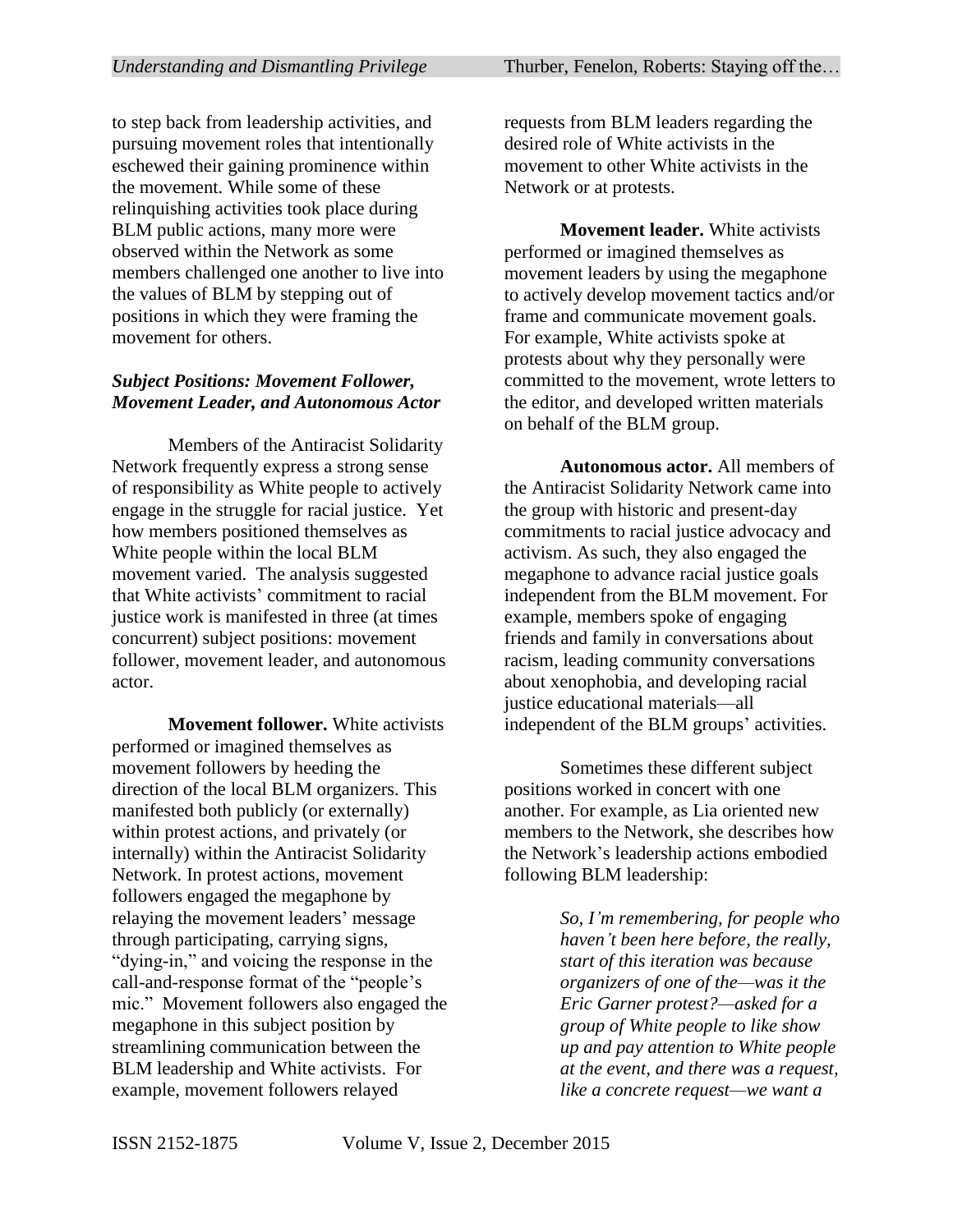to step back from leadership activities, and pursuing movement roles that intentionally eschewed their gaining prominence within the movement. While some of these relinquishing activities took place during BLM public actions, many more were observed within the Network as some members challenged one another to live into the values of BLM by stepping out of positions in which they were framing the movement for others.

### *Subject Positions: Movement Follower, Movement Leader, and Autonomous Actor*

Members of the Antiracist Solidarity Network frequently express a strong sense of responsibility as White people to actively engage in the struggle for racial justice. Yet how members positioned themselves as White people within the local BLM movement varied. The analysis suggested that White activists' commitment to racial justice work is manifested in three (at times concurrent) subject positions: movement follower, movement leader, and autonomous actor.

**Movement follower.** White activists performed or imagined themselves as movement followers by heeding the direction of the local BLM organizers. This manifested both publicly (or externally) within protest actions, and privately (or internally) within the Antiracist Solidarity Network. In protest actions, movement followers engaged the megaphone by relaying the movement leaders' message through participating, carrying signs, "dying-in," and voicing the response in the call-and-response format of the "people's mic." Movement followers also engaged the megaphone in this subject position by streamlining communication between the BLM leadership and White activists. For example, movement followers relayed requests from BLM leaders regarding the desired role of White activists in the movement to other White activists in the Network or at protests.

**Movement leader.** White activists performed or imagined themselves as movement leaders by using the megaphone to actively develop movement tactics and/or frame and communicate movement goals. For example, White activists spoke at protests about why they personally were committed to the movement, wrote letters to the editor, and developed written materials on behalf of the BLM group.

**Autonomous actor.** All members of the Antiracist Solidarity Network came into the group with historic and present-day commitments to racial justice advocacy and activism. As such, they also engaged the megaphone to advance racial justice goals independent from the BLM movement. For example, members spoke of engaging friends and family in conversations about racism, leading community conversations about xenophobia, and developing racial justice educational materials—all independent of the BLM groups' activities.

Sometimes these different subject positions worked in concert with one another. For example, as Lia oriented new members to the Network, she describes how the Network's leadership actions embodied following BLM leadership:

> *So, I'm remembering, for people who haven't been here before, the really, start of this iteration was because organizers of one of the—was it the Eric Garner protest?—asked for a group of White people to like show up and pay attention to White people at the event, and there was a request, like a concrete request—we want a*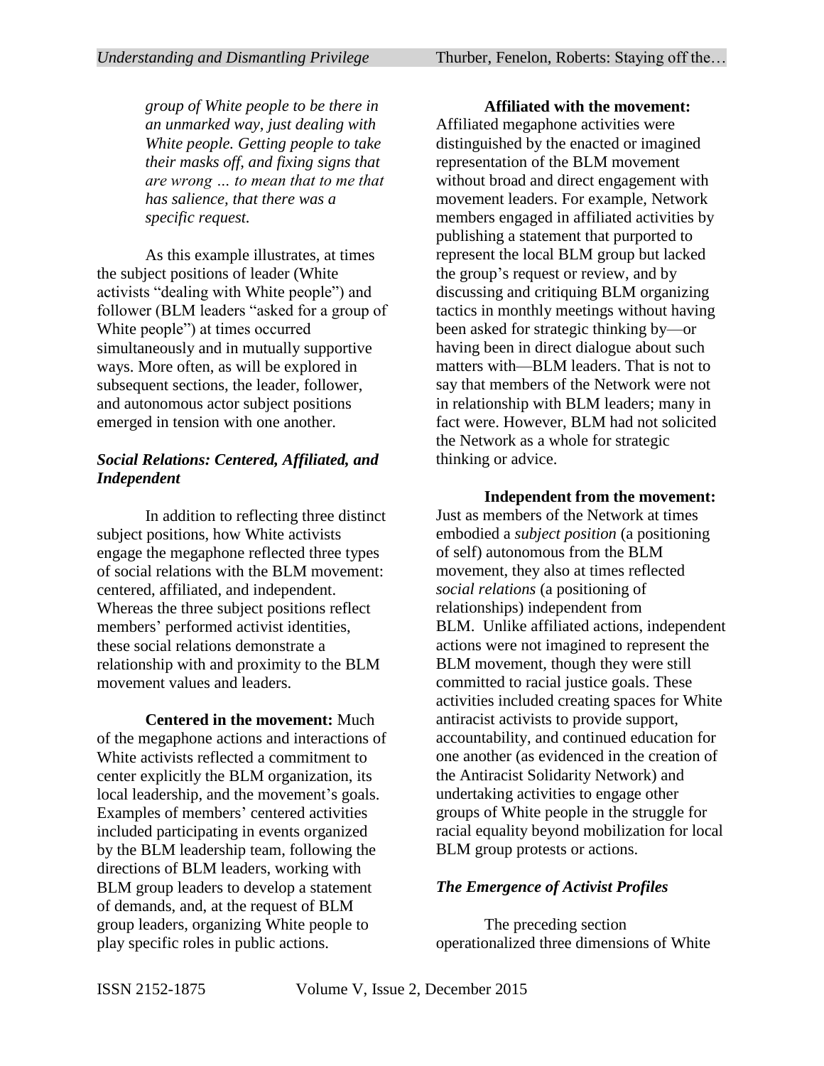*group of White people to be there in an unmarked way, just dealing with White people. Getting people to take their masks off, and fixing signs that are wrong … to mean that to me that has salience, that there was a specific request.*

As this example illustrates, at times the subject positions of leader (White activists "dealing with White people") and follower (BLM leaders "asked for a group of White people") at times occurred simultaneously and in mutually supportive ways. More often, as will be explored in subsequent sections, the leader, follower, and autonomous actor subject positions emerged in tension with one another.

### *Social Relations: Centered, Affiliated, and Independent*

In addition to reflecting three distinct subject positions, how White activists engage the megaphone reflected three types of social relations with the BLM movement: centered, affiliated, and independent. Whereas the three subject positions reflect members' performed activist identities, these social relations demonstrate a relationship with and proximity to the BLM movement values and leaders.

**Centered in the movement:** Much of the megaphone actions and interactions of White activists reflected a commitment to center explicitly the BLM organization, its local leadership, and the movement's goals. Examples of members' centered activities included participating in events organized by the BLM leadership team, following the directions of BLM leaders, working with BLM group leaders to develop a statement of demands, and, at the request of BLM group leaders, organizing White people to play specific roles in public actions.

**Affiliated with the movement:** Affiliated megaphone activities were distinguished by the enacted or imagined representation of the BLM movement without broad and direct engagement with movement leaders. For example, Network members engaged in affiliated activities by publishing a statement that purported to represent the local BLM group but lacked the group's request or review, and by discussing and critiquing BLM organizing tactics in monthly meetings without having been asked for strategic thinking by—or having been in direct dialogue about such matters with—BLM leaders. That is not to say that members of the Network were not in relationship with BLM leaders; many in fact were. However, BLM had not solicited the Network as a whole for strategic thinking or advice.

**Independent from the movement:** Just as members of the Network at times embodied a *subject position* (a positioning of self) autonomous from the BLM movement, they also at times reflected *social relations* (a positioning of relationships) independent from BLM. Unlike affiliated actions, independent actions were not imagined to represent the BLM movement, though they were still committed to racial justice goals. These activities included creating spaces for White antiracist activists to provide support, accountability, and continued education for one another (as evidenced in the creation of the Antiracist Solidarity Network) and undertaking activities to engage other groups of White people in the struggle for racial equality beyond mobilization for local BLM group protests or actions.

### *The Emergence of Activist Profiles*

The preceding section operationalized three dimensions of White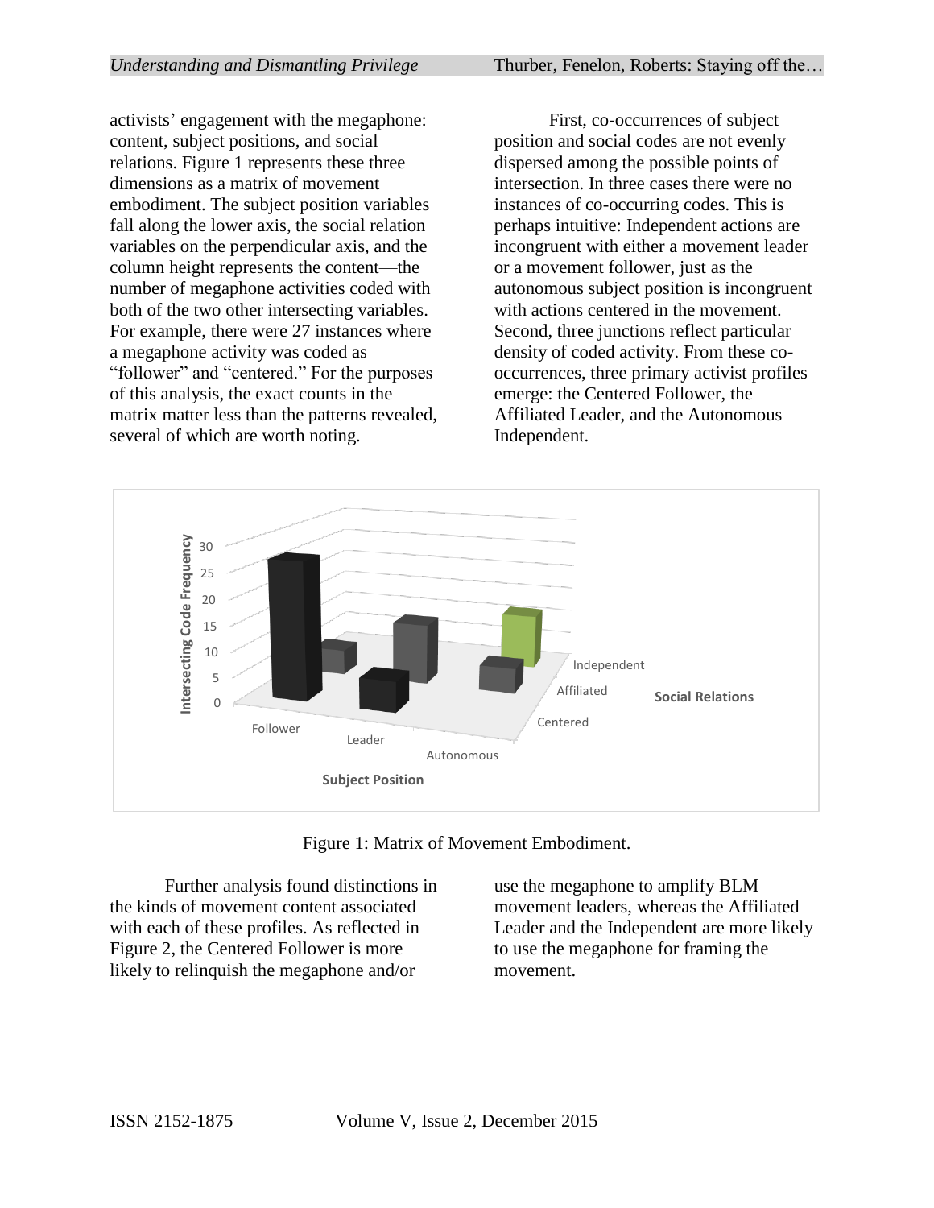activists' engagement with the megaphone: content, subject positions, and social relations. Figure 1 represents these three dimensions as a matrix of movement embodiment. The subject position variables fall along the lower axis, the social relation variables on the perpendicular axis, and the column height represents the content—the number of megaphone activities coded with both of the two other intersecting variables. For example, there were 27 instances where a megaphone activity was coded as "follower" and "centered." For the purposes of this analysis, the exact counts in the matrix matter less than the patterns revealed, several of which are worth noting.

First, co-occurrences of subject position and social codes are not evenly dispersed among the possible points of intersection. In three cases there were no instances of co-occurring codes. This is perhaps intuitive: Independent actions are incongruent with either a movement leader or a movement follower, just as the autonomous subject position is incongruent with actions centered in the movement. Second, three junctions reflect particular density of coded activity. From these co-occurrences, three primary activist profiles emerge: the Centered Follower, the Affiliated Leader, and the Autonomous Independent.

Figure 1: Matrix of Movement Embodiment.

Further analysis found distinctions in the kinds of movement content associated with each of these profiles. As reflected in Figure 2, the Centered Follower is more likely to relinquish the megaphone and/or use the megaphone to amplify BLM movement leaders, whereas the Affiliated Leader and the Independent are more likely to use the megaphone for framing the movement.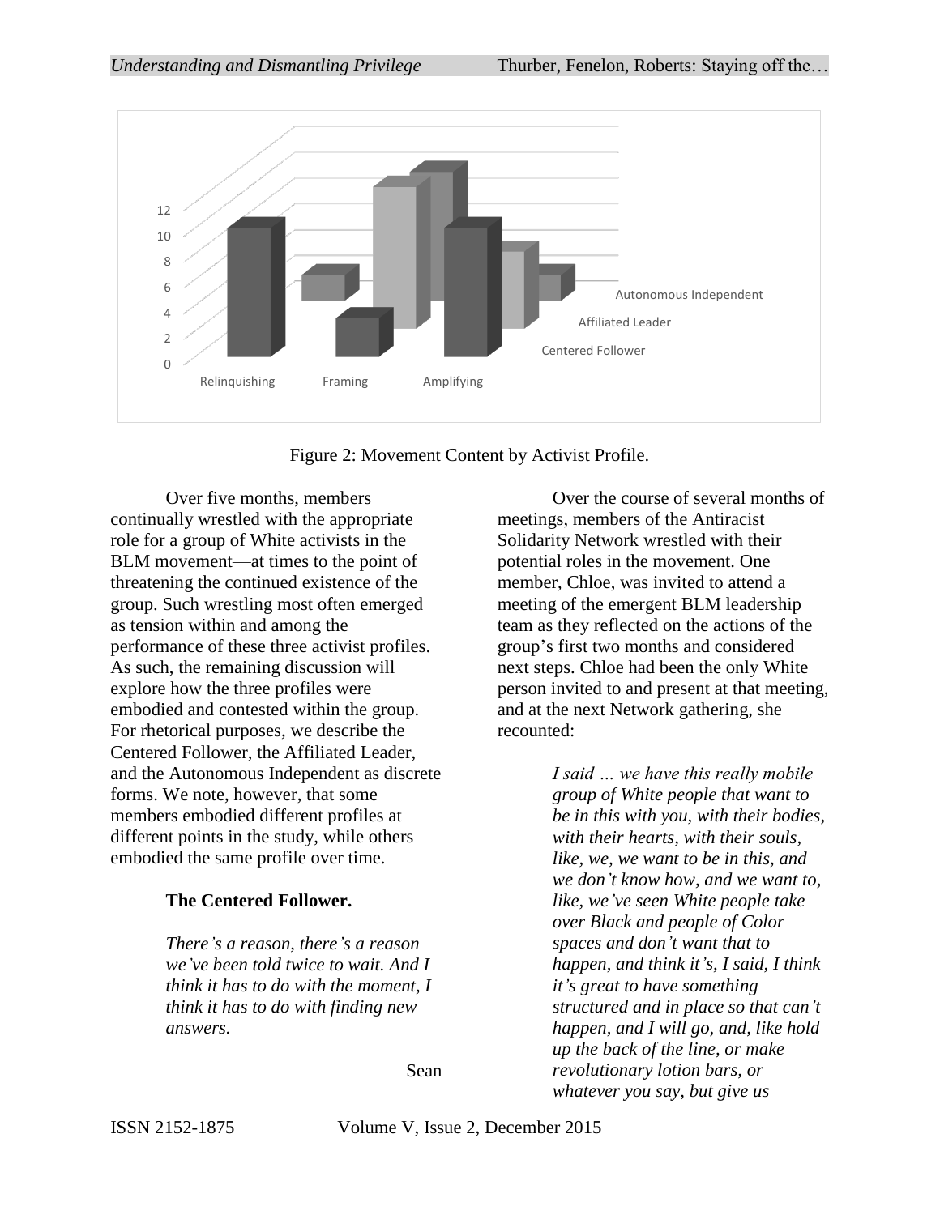Figure 2: Movement Content by Activist Profile.

Over five months, members continually wrestled with the appropriate role for a group of White activists in the BLM movement—at times to the point of threatening the continued existence of the group. Such wrestling most often emerged as tension within and among the performance of these three activist profiles. As such, the remaining discussion will explore how the three profiles were embodied and contested within the group. For rhetorical purposes, we describe the Centered Follower, the Affiliated Leader, and the Autonomous Independent as discrete forms. We note, however, that some members embodied different profiles at different points in the study, while others embodied the same profile over time.

**The Centered Follower.**

> *There's a reason, there's a reason we've been told twice to wait. And I think it has to do with the moment, I think it has to do with finding new answers.*
>
> —Sean

Over the course of several months of meetings, members of the Antiracist Solidarity Network wrestled with their potential roles in the movement. One member, Chloe, was invited to attend a meeting of the emergent BLM leadership team as they reflected on the actions of the group's first two months and considered next steps. Chloe had been the only White person invited to and present at that meeting, and at the next Network gathering, she recounted:

> *I said … we have this really mobile group of White people that want to be in this with you, with their bodies, with their hearts, with their souls, like, we, we want to be in this, and we don't know how, and we want to, like, we've seen White people take over Black and people of Color spaces and don't want that to happen, and think it's, I said, I think it's great to have something structured and in place so that can't happen, and I will go, and, like hold up the back of the line, or make revolutionary lotion bars, or whatever you say, but give us*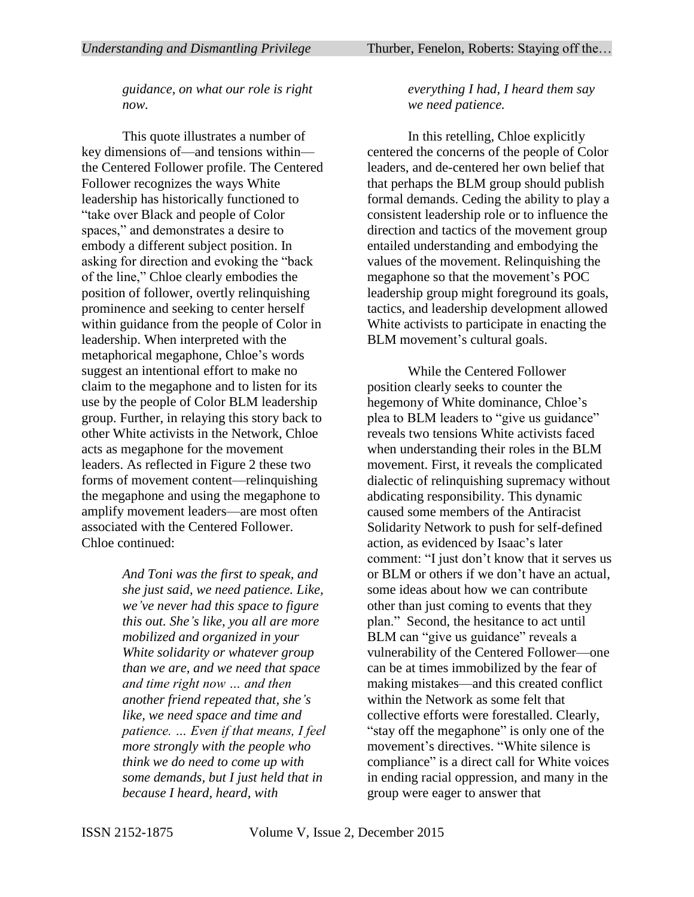*guidance, on what our role is right now.*

This quote illustrates a number of key dimensions of—and tensions within—the Centered Follower profile. The Centered Follower recognizes the ways White leadership has historically functioned to "take over Black and people of Color spaces," and demonstrates a desire to embody a different subject position. In asking for direction and evoking the "back of the line," Chloe clearly embodies the position of follower, overtly relinquishing prominence and seeking to center herself within guidance from the people of Color in leadership. When interpreted with the metaphorical megaphone, Chloe's words suggest an intentional effort to make no claim to the megaphone and to listen for its use by the people of Color BLM leadership group. Further, in relaying this story back to other White activists in the Network, Chloe acts as megaphone for the movement leaders. As reflected in Figure 2 these two forms of movement content—relinquishing the megaphone and using the megaphone to amplify movement leaders—are most often associated with the Centered Follower. Chloe continued:

> *And Toni was the first to speak, and she just said, we need patience. Like, we've never had this space to figure this out. She's like, you all are more mobilized and organized in your White solidarity or whatever group than we are, and we need that space and time right now … and then another friend repeated that, she's like, we need space and time and patience. … Even if that means, I feel more strongly with the people who think we do need to come up with some demands, but I just held that in because I heard, heard, with everything I had, I heard them say we need patience.*

In this retelling, Chloe explicitly centered the concerns of the people of Color leaders, and de-centered her own belief that that perhaps the BLM group should publish formal demands. Ceding the ability to play a consistent leadership role or to influence the direction and tactics of the movement group entailed understanding and embodying the values of the movement. Relinquishing the megaphone so that the movement's POC leadership group might foreground its goals, tactics, and leadership development allowed White activists to participate in enacting the BLM movement's cultural goals.

While the Centered Follower position clearly seeks to counter the hegemony of White dominance, Chloe's plea to BLM leaders to "give us guidance" reveals two tensions White activists faced when understanding their roles in the BLM movement. First, it reveals the complicated dialectic of relinquishing supremacy without abdicating responsibility. This dynamic caused some members of the Antiracist Solidarity Network to push for self-defined action, as evidenced by Isaac's later comment: "I just don't know that it serves us or BLM or others if we don't have an actual, some ideas about how we can contribute other than just coming to events that they plan." Second, the hesitance to act until BLM can "give us guidance" reveals a vulnerability of the Centered Follower—one can be at times immobilized by the fear of making mistakes—and this created conflict within the Network as some felt that collective efforts were forestalled. Clearly, "stay off the megaphone" is only one of the movement's directives. "White silence is compliance" is a direct call for White voices in ending racial oppression, and many in the group were eager to answer that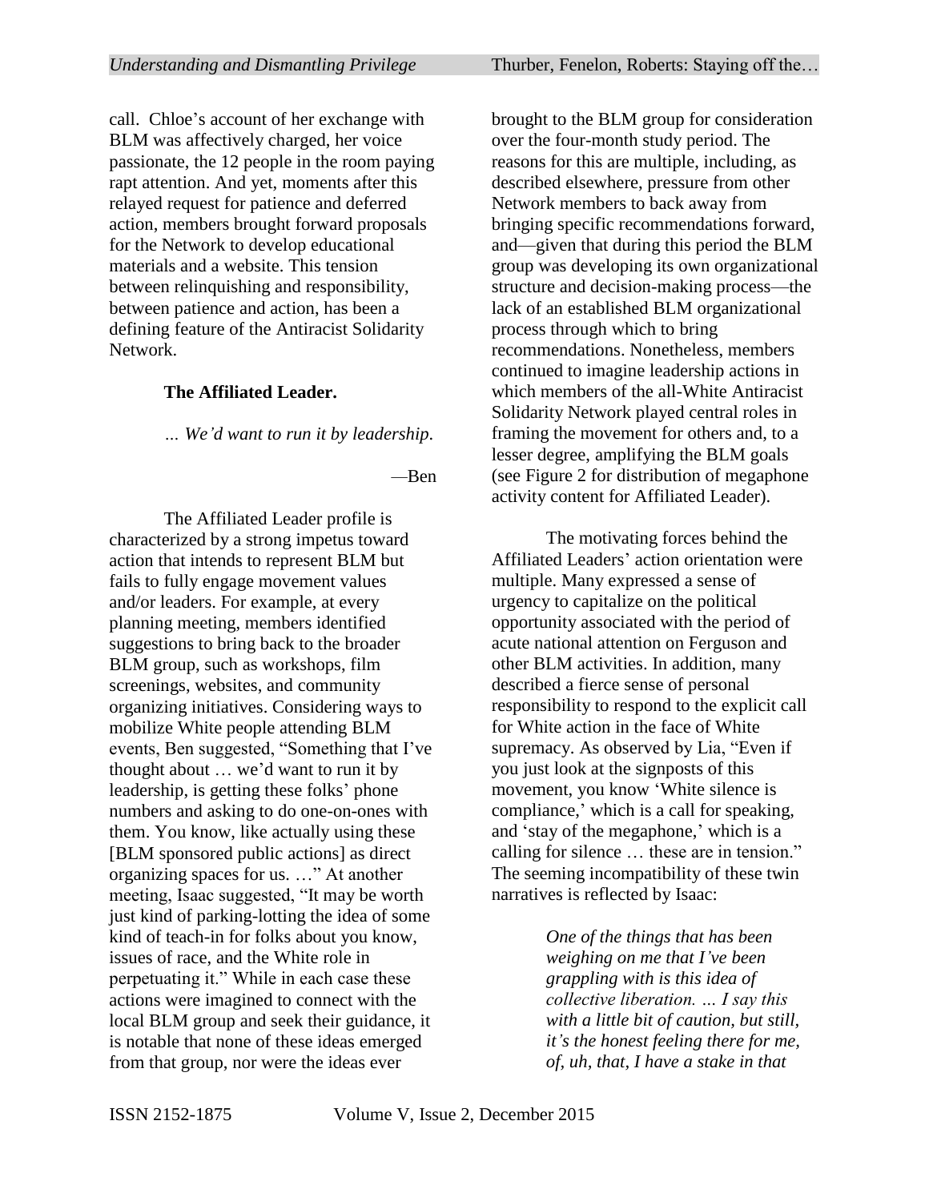call. Chloe's account of her exchange with BLM was affectively charged, her voice passionate, the 12 people in the room paying rapt attention. And yet, moments after this relayed request for patience and deferred action, members brought forward proposals for the Network to develop educational materials and a website. This tension between relinquishing and responsibility, between patience and action, has been a defining feature of the Antiracist Solidarity Network.

### The Affiliated Leader.

*… We'd want to run it by leadership.*

—Ben

The Affiliated Leader profile is characterized by a strong impetus toward action that intends to represent BLM but fails to fully engage movement values and/or leaders. For example, at every planning meeting, members identified suggestions to bring back to the broader BLM group, such as workshops, film screenings, websites, and community organizing initiatives. Considering ways to mobilize White people attending BLM events, Ben suggested, "Something that I've thought about … we'd want to run it by leadership, is getting these folks' phone numbers and asking to do one-on-ones with them. You know, like actually using these [BLM sponsored public actions] as direct organizing spaces for us. …" At another meeting, Isaac suggested, "It may be worth just kind of parking-lotting the idea of some kind of teach-in for folks about you know, issues of race, and the White role in perpetuating it." While in each case these actions were imagined to connect with the local BLM group and seek their guidance, it is notable that none of these ideas emerged from that group, nor were the ideas ever brought to the BLM group for consideration over the four-month study period. The reasons for this are multiple, including, as described elsewhere, pressure from other Network members to back away from bringing specific recommendations forward, and—given that during this period the BLM group was developing its own organizational structure and decision-making process—the lack of an established BLM organizational process through which to bring recommendations. Nonetheless, members continued to imagine leadership actions in which members of the all-White Antiracist Solidarity Network played central roles in framing the movement for others and, to a lesser degree, amplifying the BLM goals (see Figure 2 for distribution of megaphone activity content for Affiliated Leader).

The motivating forces behind the Affiliated Leaders' action orientation were multiple. Many expressed a sense of urgency to capitalize on the political opportunity associated with the period of acute national attention on Ferguson and other BLM activities. In addition, many described a fierce sense of personal responsibility to respond to the explicit call for White action in the face of White supremacy. As observed by Lia, "Even if you just look at the signposts of this movement, you know 'White silence is compliance,' which is a call for speaking, and 'stay of the megaphone,' which is a calling for silence … these are in tension." The seeming incompatibility of these twin narratives is reflected by Isaac:

> *One of the things that has been weighing on me that I've been grappling with is this idea of collective liberation. … I say this with a little bit of caution, but still, it's the honest feeling there for me, of, uh, that, I have a stake in that*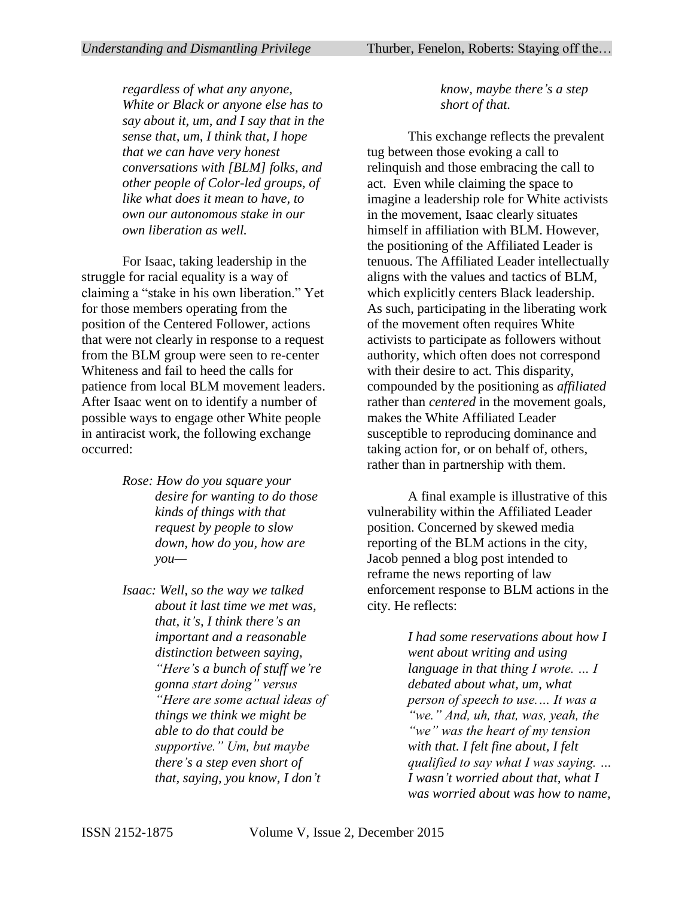*regardless of what any anyone, White or Black or anyone else has to say about it, um, and I say that in the sense that, um, I think that, I hope that we can have very honest conversations with [BLM] folks, and other people of Color-led groups, of like what does it mean to have, to own our autonomous stake in our own liberation as well.*

For Isaac, taking leadership in the struggle for racial equality is a way of claiming a "stake in his own liberation." Yet for those members operating from the position of the Centered Follower, actions that were not clearly in response to a request from the BLM group were seen to re-center Whiteness and fail to heed the calls for patience from local BLM movement leaders. After Isaac went on to identify a number of possible ways to engage other White people in antiracist work, the following exchange occurred:

> *Rose: How do you square your desire for wanting to do those kinds of things with that request by people to slow down, how do you, how are you—*
>
> *Isaac: Well, so the way we talked about it last time we met was, that, it's, I think there's an important and a reasonable distinction between saying, "Here's a bunch of stuff we're gonna start doing" versus "Here are some actual ideas of things we think we might be able to do that could be supportive." Um, but maybe there's a step even short of that, saying, you know, I don't know, maybe there's a step short of that.*

This exchange reflects the prevalent tug between those evoking a call to relinquish and those embracing the call to act. Even while claiming the space to imagine a leadership role for White activists in the movement, Isaac clearly situates himself in affiliation with BLM. However, the positioning of the Affiliated Leader is tenuous. The Affiliated Leader intellectually aligns with the values and tactics of BLM, which explicitly centers Black leadership. As such, participating in the liberating work of the movement often requires White activists to participate as followers without authority, which often does not correspond with their desire to act. This disparity, compounded by the positioning as *affiliated* rather than *centered* in the movement goals, makes the White Affiliated Leader susceptible to reproducing dominance and taking action for, or on behalf of, others, rather than in partnership with them.

A final example is illustrative of this vulnerability within the Affiliated Leader position. Concerned by skewed media reporting of the BLM actions in the city, Jacob penned a blog post intended to reframe the news reporting of law enforcement response to BLM actions in the city. He reflects:

> *I had some reservations about how I went about writing and using language in that thing I wrote. … I debated about what, um, what person of speech to use.… It was a "we." And, uh, that, was, yeah, the "we" was the heart of my tension with that. I felt fine about, I felt qualified to say what I was saying. … I wasn't worried about that, what I was worried about was how to name,*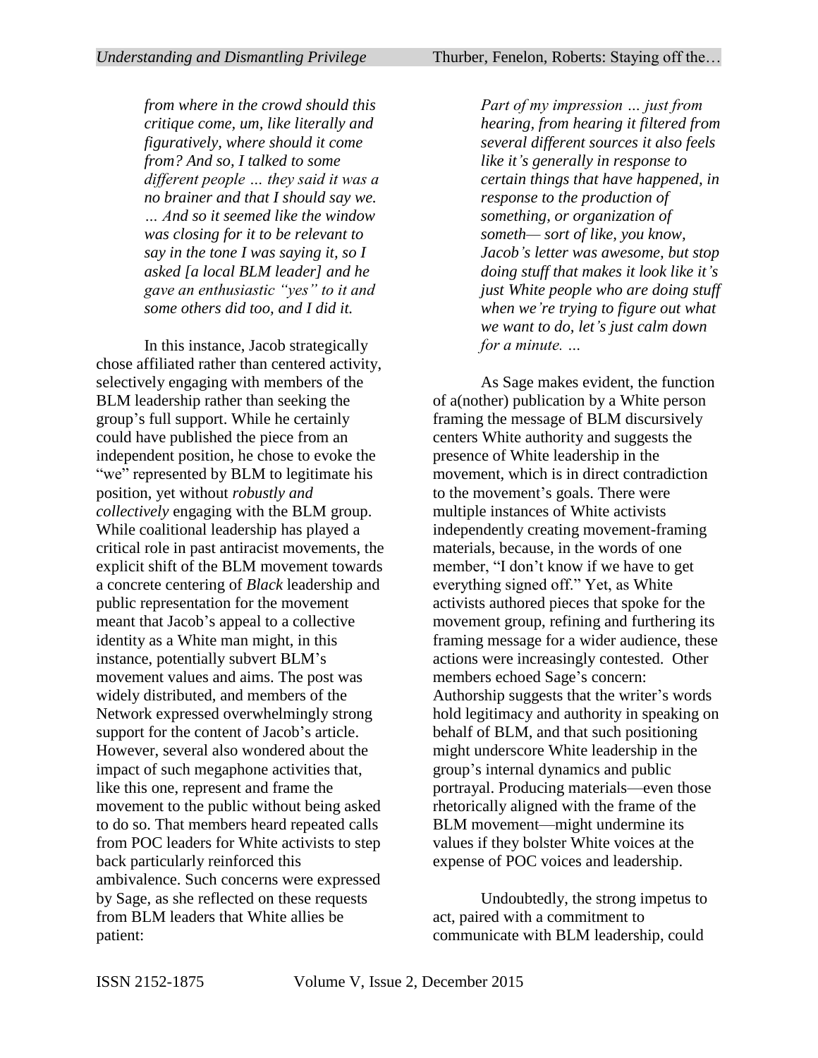*from where in the crowd should this critique come, um, like literally and figuratively, where should it come from? And so, I talked to some different people … they said it was a no brainer and that I should say we. … And so it seemed like the window was closing for it to be relevant to say in the tone I was saying it, so I asked [a local BLM leader] and he gave an enthusiastic "yes" to it and some others did too, and I did it.*

In this instance, Jacob strategically chose affiliated rather than centered activity, selectively engaging with members of the BLM leadership rather than seeking the group's full support. While he certainly could have published the piece from an independent position, he chose to evoke the "we" represented by BLM to legitimate his position, yet without *robustly and collectively* engaging with the BLM group. While coalitional leadership has played a critical role in past antiracist movements, the explicit shift of the BLM movement towards a concrete centering of *Black* leadership and public representation for the movement meant that Jacob's appeal to a collective identity as a White man might, in this instance, potentially subvert BLM's movement values and aims. The post was widely distributed, and members of the Network expressed overwhelmingly strong support for the content of Jacob's article. However, several also wondered about the impact of such megaphone activities that, like this one, represent and frame the movement to the public without being asked to do so. That members heard repeated calls from POC leaders for White activists to step back particularly reinforced this ambivalence. Such concerns were expressed by Sage, as she reflected on these requests from BLM leaders that White allies be patient:

*Part of my impression … just from hearing, from hearing it filtered from several different sources it also feels like it's generally in response to certain things that have happened, in response to the production of something, or organization of someth— sort of like, you know, Jacob's letter was awesome, but stop doing stuff that makes it look like it's just White people who are doing stuff when we're trying to figure out what we want to do, let's just calm down for a minute. …*

As Sage makes evident, the function of a(nother) publication by a White person framing the message of BLM discursively centers White authority and suggests the presence of White leadership in the movement, which is in direct contradiction to the movement's goals. There were multiple instances of White activists independently creating movement-framing materials, because, in the words of one member, "I don't know if we have to get everything signed off." Yet, as White activists authored pieces that spoke for the movement group, refining and furthering its framing message for a wider audience, these actions were increasingly contested. Other members echoed Sage's concern: Authorship suggests that the writer's words hold legitimacy and authority in speaking on behalf of BLM, and that such positioning might underscore White leadership in the group's internal dynamics and public portrayal. Producing materials—even those rhetorically aligned with the frame of the BLM movement—might undermine its values if they bolster White voices at the expense of POC voices and leadership.

Undoubtedly, the strong impetus to act, paired with a commitment to communicate with BLM leadership, could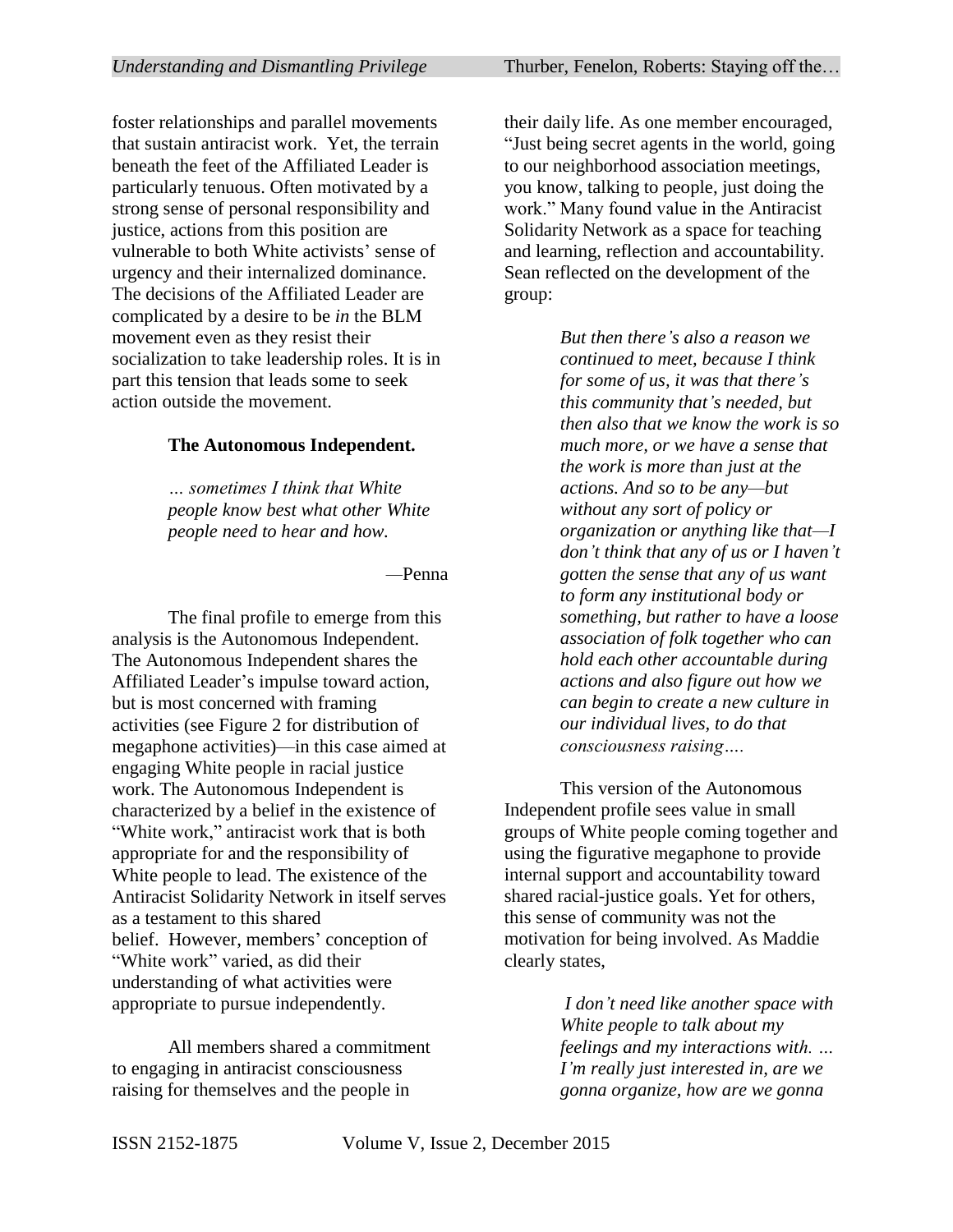foster relationships and parallel movements that sustain antiracist work. Yet, the terrain beneath the feet of the Affiliated Leader is particularly tenuous. Often motivated by a strong sense of personal responsibility and justice, actions from this position are vulnerable to both White activists' sense of urgency and their internalized dominance. The decisions of the Affiliated Leader are complicated by a desire to be *in* the BLM movement even as they resist their socialization to take leadership roles. It is in part this tension that leads some to seek action outside the movement.

**The Autonomous Independent.**

> *… sometimes I think that White people know best what other White people need to hear and how.*
>
> —Penna

The final profile to emerge from this analysis is the Autonomous Independent. The Autonomous Independent shares the Affiliated Leader's impulse toward action, but is most concerned with framing activities (see Figure 2 for distribution of megaphone activities)—in this case aimed at engaging White people in racial justice work. The Autonomous Independent is characterized by a belief in the existence of "White work," antiracist work that is both appropriate for and the responsibility of White people to lead. The existence of the Antiracist Solidarity Network in itself serves as a testament to this shared belief. However, members' conception of "White work" varied, as did their understanding of what activities were appropriate to pursue independently.

All members shared a commitment to engaging in antiracist consciousness raising for themselves and the people in their daily life. As one member encouraged, "Just being secret agents in the world, going to our neighborhood association meetings, you know, talking to people, just doing the work." Many found value in the Antiracist Solidarity Network as a space for teaching and learning, reflection and accountability. Sean reflected on the development of the group:

> *But then there's also a reason we continued to meet, because I think for some of us, it was that there's this community that's needed, but then also that we know the work is so much more, or we have a sense that the work is more than just at the actions. And so to be any—but without any sort of policy or organization or anything like that—I don't think that any of us or I haven't gotten the sense that any of us want to form any institutional body or something, but rather to have a loose association of folk together who can hold each other accountable during actions and also figure out how we can begin to create a new culture in our individual lives, to do that consciousness raising….*

This version of the Autonomous Independent profile sees value in small groups of White people coming together and using the figurative megaphone to provide internal support and accountability toward shared racial-justice goals. Yet for others, this sense of community was not the motivation for being involved. As Maddie clearly states,

> *I don't need like another space with White people to talk about my feelings and my interactions with. … I'm really just interested in, are we gonna organize, how are we gonna*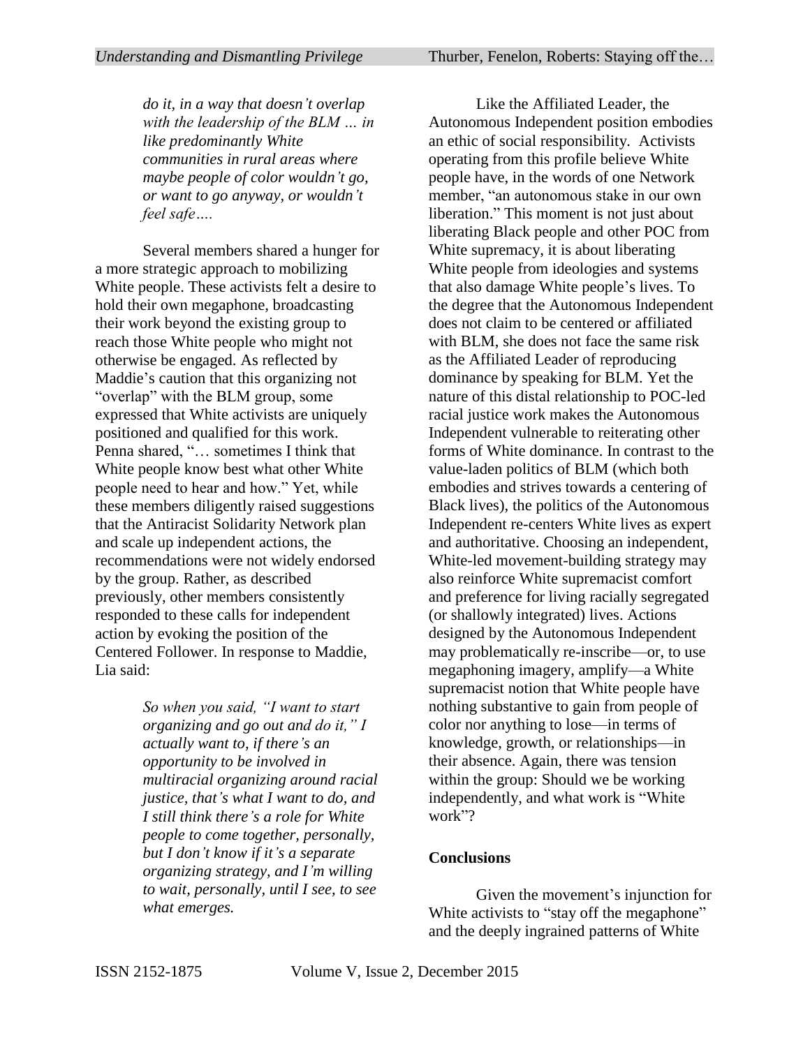*do it, in a way that doesn't overlap with the leadership of the BLM … in like predominantly White communities in rural areas where maybe people of color wouldn't go, or want to go anyway, or wouldn't feel safe….*

Several members shared a hunger for a more strategic approach to mobilizing White people. These activists felt a desire to hold their own megaphone, broadcasting their work beyond the existing group to reach those White people who might not otherwise be engaged. As reflected by Maddie's caution that this organizing not "overlap" with the BLM group, some expressed that White activists are uniquely positioned and qualified for this work. Penna shared, "… sometimes I think that White people know best what other White people need to hear and how." Yet, while these members diligently raised suggestions that the Antiracist Solidarity Network plan and scale up independent actions, the recommendations were not widely endorsed by the group. Rather, as described previously, other members consistently responded to these calls for independent action by evoking the position of the Centered Follower. In response to Maddie, Lia said:

> *So when you said, "I want to start organizing and go out and do it," I actually want to, if there's an opportunity to be involved in multiracial organizing around racial justice, that's what I want to do, and I still think there's a role for White people to come together, personally, but I don't know if it's a separate organizing strategy, and I'm willing to wait, personally, until I see, to see what emerges.*

Like the Affiliated Leader, the Autonomous Independent position embodies an ethic of social responsibility. Activists operating from this profile believe White people have, in the words of one Network member, "an autonomous stake in our own liberation." This moment is not just about liberating Black people and other POC from White supremacy, it is about liberating White people from ideologies and systems that also damage White people's lives. To the degree that the Autonomous Independent does not claim to be centered or affiliated with BLM, she does not face the same risk as the Affiliated Leader of reproducing dominance by speaking for BLM. Yet the nature of this distal relationship to POC-led racial justice work makes the Autonomous Independent vulnerable to reiterating other forms of White dominance. In contrast to the value-laden politics of BLM (which both embodies and strives towards a centering of Black lives), the politics of the Autonomous Independent re-centers White lives as expert and authoritative. Choosing an independent, White-led movement-building strategy may also reinforce White supremacist comfort and preference for living racially segregated (or shallowly integrated) lives. Actions designed by the Autonomous Independent may problematically re-inscribe—or, to use megaphoning imagery, amplify—a White supremacist notion that White people have nothing substantive to gain from people of color nor anything to lose—in terms of knowledge, growth, or relationships—in their absence. Again, there was tension within the group: Should we be working independently, and what work is "White work"?

## Conclusions

Given the movement's injunction for White activists to "stay off the megaphone" and the deeply ingrained patterns of White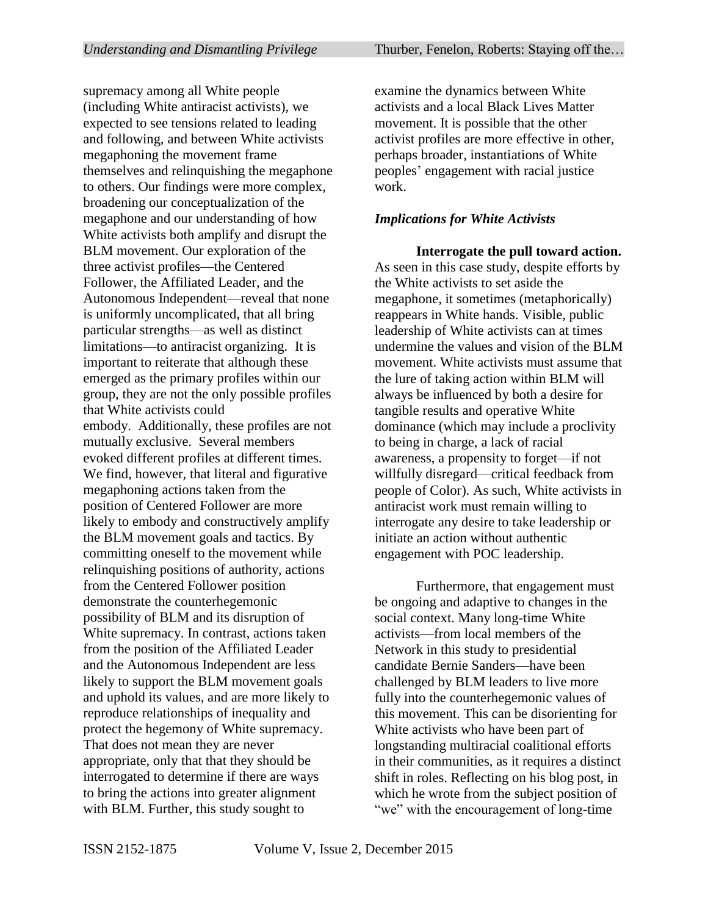supremacy among all White people (including White antiracist activists), we expected to see tensions related to leading and following, and between White activists megaphoning the movement frame themselves and relinquishing the megaphone to others. Our findings were more complex, broadening our conceptualization of the megaphone and our understanding of how White activists both amplify and disrupt the BLM movement. Our exploration of the three activist profiles—the Centered Follower, the Affiliated Leader, and the Autonomous Independent—reveal that none is uniformly uncomplicated, that all bring particular strengths—as well as distinct limitations—to antiracist organizing. It is important to reiterate that although these emerged as the primary profiles within our group, they are not the only possible profiles that White activists could embody. Additionally, these profiles are not mutually exclusive. Several members evoked different profiles at different times. We find, however, that literal and figurative megaphoning actions taken from the position of Centered Follower are more likely to embody and constructively amplify the BLM movement goals and tactics. By committing oneself to the movement while relinquishing positions of authority, actions from the Centered Follower position demonstrate the counterhegemonic possibility of BLM and its disruption of White supremacy. In contrast, actions taken from the position of the Affiliated Leader and the Autonomous Independent are less likely to support the BLM movement goals and uphold its values, and are more likely to reproduce relationships of inequality and protect the hegemony of White supremacy. That does not mean they are never appropriate, only that that they should be interrogated to determine if there are ways to bring the actions into greater alignment with BLM. Further, this study sought to examine the dynamics between White activists and a local Black Lives Matter movement. It is possible that the other activist profiles are more effective in other, perhaps broader, instantiations of White peoples' engagement with racial justice work.

### *Implications for White Activists*

**Interrogate the pull toward action.** As seen in this case study, despite efforts by the White activists to set aside the megaphone, it sometimes (metaphorically) reappears in White hands. Visible, public leadership of White activists can at times undermine the values and vision of the BLM movement. White activists must assume that the lure of taking action within BLM will always be influenced by both a desire for tangible results and operative White dominance (which may include a proclivity to being in charge, a lack of racial awareness, a propensity to forget—if not willfully disregard—critical feedback from people of Color). As such, White activists in antiracist work must remain willing to interrogate any desire to take leadership or initiate an action without authentic engagement with POC leadership.

Furthermore, that engagement must be ongoing and adaptive to changes in the social context. Many long-time White activists—from local members of the Network in this study to presidential candidate Bernie Sanders—have been challenged by BLM leaders to live more fully into the counterhegemonic values of this movement. This can be disorienting for White activists who have been part of longstanding multiracial coalitional efforts in their communities, as it requires a distinct shift in roles. Reflecting on his blog post, in which he wrote from the subject position of "we" with the encouragement of long-time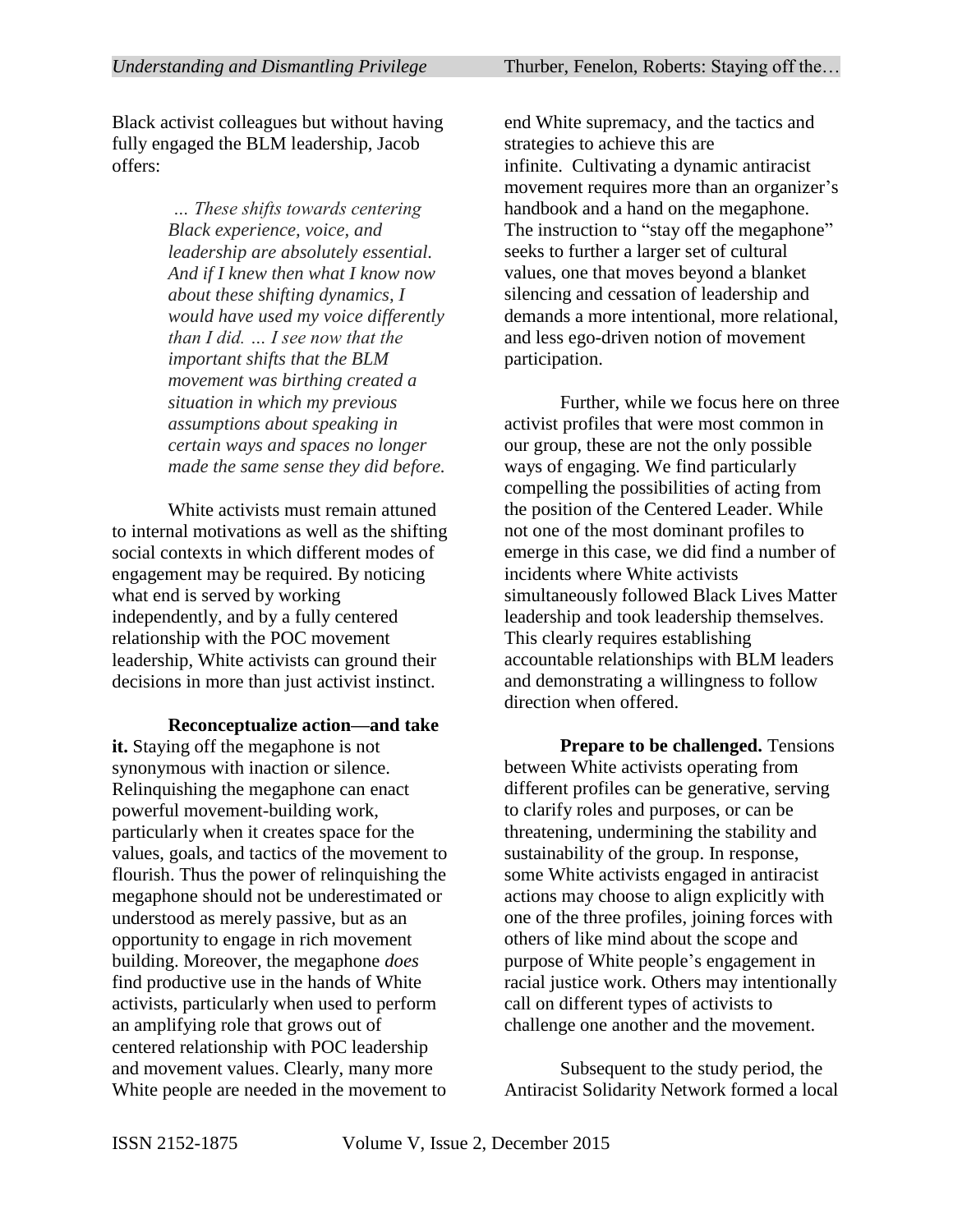Black activist colleagues but without having fully engaged the BLM leadership, Jacob offers:

> *… These shifts towards centering Black experience, voice, and leadership are absolutely essential. And if I knew then what I know now about these shifting dynamics, I would have used my voice differently than I did. … I see now that the important shifts that the BLM movement was birthing created a situation in which my previous assumptions about speaking in certain ways and spaces no longer made the same sense they did before.*

White activists must remain attuned to internal motivations as well as the shifting social contexts in which different modes of engagement may be required. By noticing what end is served by working independently, and by a fully centered relationship with the POC movement leadership, White activists can ground their decisions in more than just activist instinct.

**Reconceptualize action—and take it.** Staying off the megaphone is not synonymous with inaction or silence. Relinquishing the megaphone can enact powerful movement-building work, particularly when it creates space for the values, goals, and tactics of the movement to flourish. Thus the power of relinquishing the megaphone should not be underestimated or understood as merely passive, but as an opportunity to engage in rich movement building. Moreover, the megaphone *does* find productive use in the hands of White activists, particularly when used to perform an amplifying role that grows out of centered relationship with POC leadership and movement values. Clearly, many more White people are needed in the movement to end White supremacy, and the tactics and strategies to achieve this are infinite. Cultivating a dynamic antiracist movement requires more than an organizer's handbook and a hand on the megaphone. The instruction to "stay off the megaphone" seeks to further a larger set of cultural values, one that moves beyond a blanket silencing and cessation of leadership and demands a more intentional, more relational, and less ego-driven notion of movement participation.

Further, while we focus here on three activist profiles that were most common in our group, these are not the only possible ways of engaging. We find particularly compelling the possibilities of acting from the position of the Centered Leader. While not one of the most dominant profiles to emerge in this case, we did find a number of incidents where White activists simultaneously followed Black Lives Matter leadership and took leadership themselves. This clearly requires establishing accountable relationships with BLM leaders and demonstrating a willingness to follow direction when offered.

**Prepare to be challenged.** Tensions between White activists operating from different profiles can be generative, serving to clarify roles and purposes, or can be threatening, undermining the stability and sustainability of the group. In response, some White activists engaged in antiracist actions may choose to align explicitly with one of the three profiles, joining forces with others of like mind about the scope and purpose of White people's engagement in racial justice work. Others may intentionally call on different types of activists to challenge one another and the movement.

Subsequent to the study period, the Antiracist Solidarity Network formed a local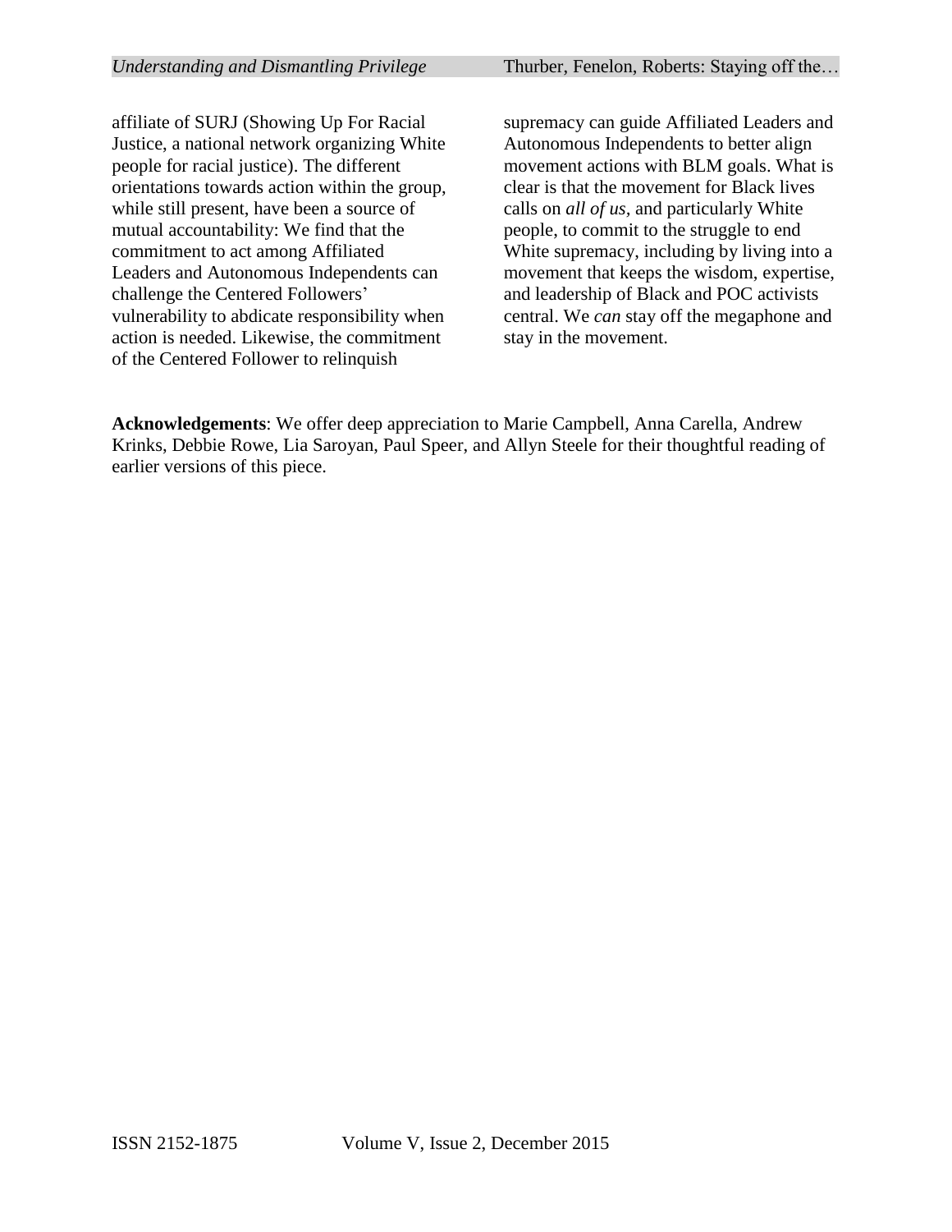affiliate of SURJ (Showing Up For Racial Justice, a national network organizing White people for racial justice). The different orientations towards action within the group, while still present, have been a source of mutual accountability: We find that the commitment to act among Affiliated Leaders and Autonomous Independents can challenge the Centered Followers' vulnerability to abdicate responsibility when action is needed. Likewise, the commitment of the Centered Follower to relinquish supremacy can guide Affiliated Leaders and Autonomous Independents to better align movement actions with BLM goals. What is clear is that the movement for Black lives calls on *all of us*, and particularly White people, to commit to the struggle to end White supremacy, including by living into a movement that keeps the wisdom, expertise, and leadership of Black and POC activists central. We *can* stay off the megaphone and stay in the movement.

**Acknowledgements**: We offer deep appreciation to Marie Campbell, Anna Carella, Andrew Krinks, Debbie Rowe, Lia Saroyan, Paul Speer, and Allyn Steele for their thoughtful reading of earlier versions of this piece.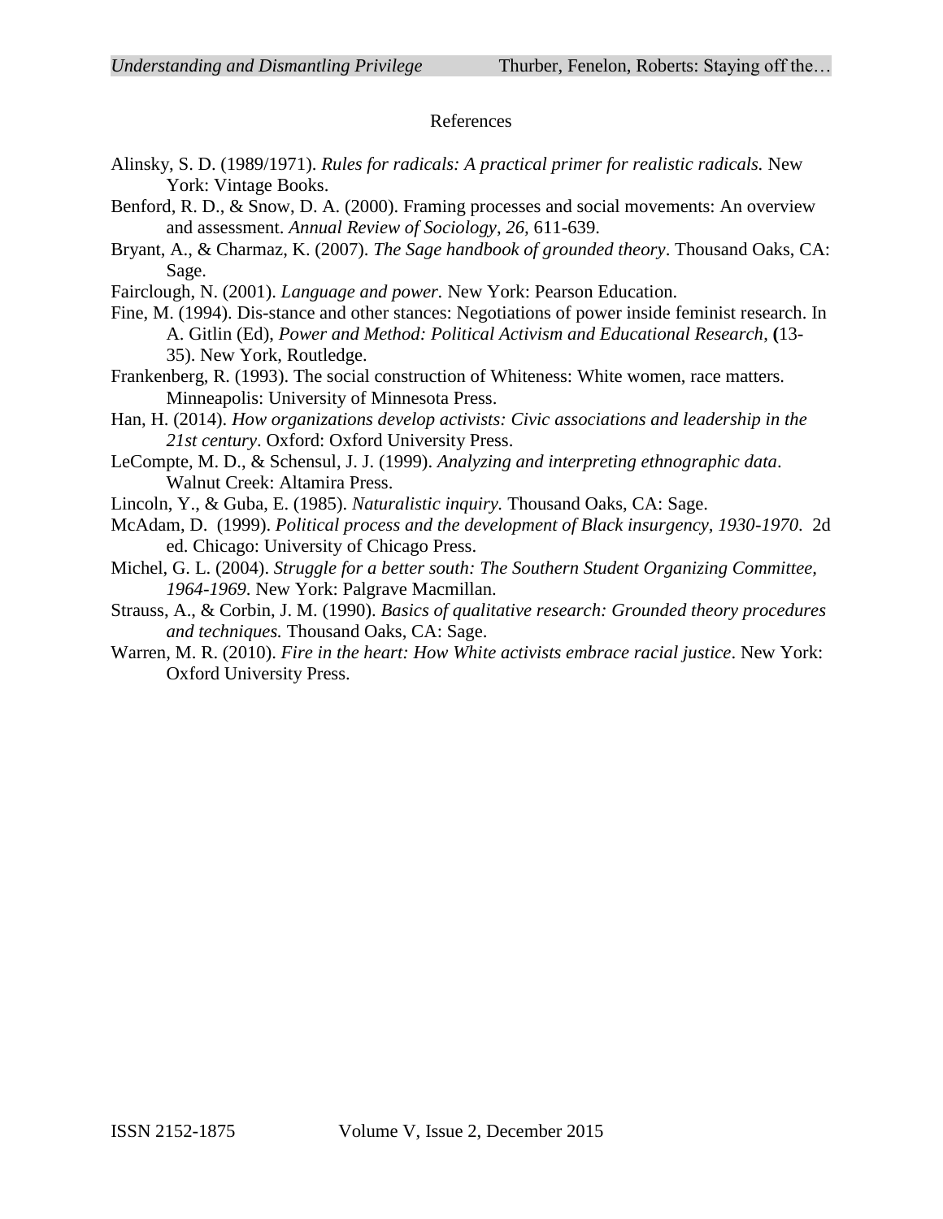## References

Alinsky, S. D. (1989/1971). *Rules for radicals: A practical primer for realistic radicals.* New York: Vintage Books.

Benford, R. D., & Snow, D. A. (2000). Framing processes and social movements: An overview and assessment. *Annual Review of Sociology*, *26,* 611-639.

Bryant, A., & Charmaz, K. (2007). *The Sage handbook of grounded theory*. Thousand Oaks, CA: Sage.

Fairclough, N. (2001). *Language and power.* New York: Pearson Education.

Fine, M. (1994). Dis-stance and other stances: Negotiations of power inside feminist research. In A. Gitlin (Ed), *Power and Method: Political Activism and Educational Research*, **(**13-35). New York, Routledge.

Frankenberg, R. (1993). The social construction of Whiteness: White women, race matters. Minneapolis: University of Minnesota Press.

Han, H. (2014). *How organizations develop activists: Civic associations and leadership in the 21st century*. Oxford: Oxford University Press.

LeCompte, M. D., & Schensul, J. J. (1999). *Analyzing and interpreting ethnographic data*. Walnut Creek: Altamira Press.

Lincoln, Y., & Guba, E. (1985). *Naturalistic inquiry.* Thousand Oaks, CA: Sage.

McAdam, D. (1999). *Political process and the development of Black insurgency, 1930-1970*. 2d ed. Chicago: University of Chicago Press.

Michel, G. L. (2004). *Struggle for a better south: The Southern Student Organizing Committee, 1964-1969*. New York: Palgrave Macmillan.

Strauss, A., & Corbin, J. M. (1990). *Basics of qualitative research: Grounded theory procedures and techniques.* Thousand Oaks, CA: Sage.

Warren, M. R. (2010). *Fire in the heart: How White activists embrace racial justice*. New York: Oxford University Press.